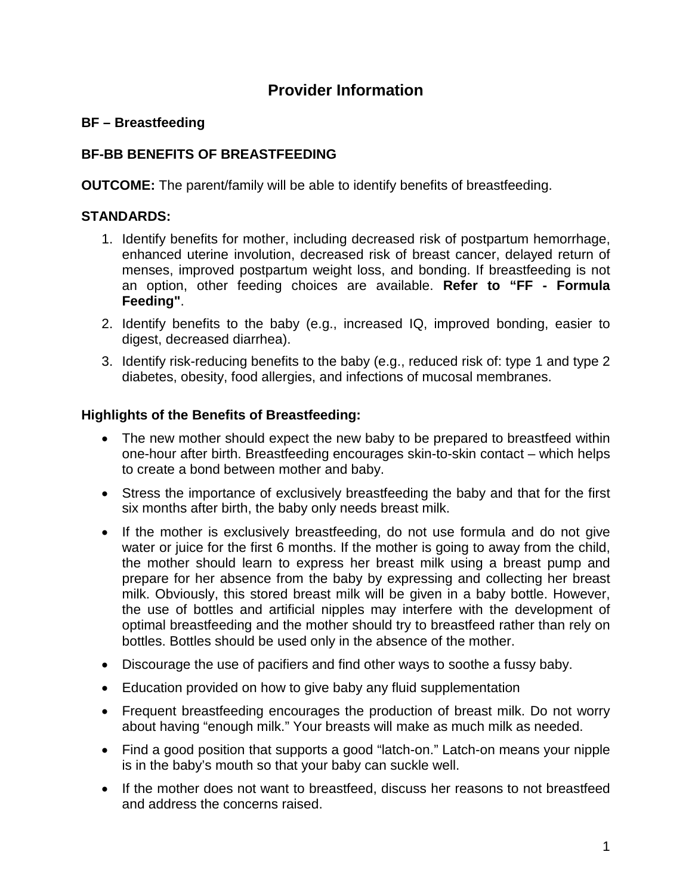# Provider Information

## BF – Breastfeeding

### BF-BB BENEFITS OF BREASTFEEDING

**OUTCOME:** The parent/family will be able to identify benefits of breastfeeding.

**STANDARDS:**

1. Identify benefits for mother, including decreased risk of postpartum hemorrhage, enhanced uterine involution, decreased risk of breast cancer, delayed return of menses, improved postpartum weight loss, and bonding. If breastfeeding is not an option, other feeding choices are available. **Refer to "FF - Formula Feeding"**.
2. Identify benefits to the baby (e.g., increased IQ, improved bonding, easier to digest, decreased diarrhea).
3. Identify risk-reducing benefits to the baby (e.g., reduced risk of: type 1 and type 2 diabetes, obesity, food allergies, and infections of mucosal membranes.

**Highlights of the Benefits of Breastfeeding:**

- The new mother should expect the new baby to be prepared to breastfeed within one-hour after birth. Breastfeeding encourages skin-to-skin contact – which helps to create a bond between mother and baby.
- Stress the importance of exclusively breastfeeding the baby and that for the first six months after birth, the baby only needs breast milk.
- If the mother is exclusively breastfeeding, do not use formula and do not give water or juice for the first 6 months. If the mother is going to away from the child, the mother should learn to express her breast milk using a breast pump and prepare for her absence from the baby by expressing and collecting her breast milk. Obviously, this stored breast milk will be given in a baby bottle. However, the use of bottles and artificial nipples may interfere with the development of optimal breastfeeding and the mother should try to breastfeed rather than rely on bottles. Bottles should be used only in the absence of the mother.
- Discourage the use of pacifiers and find other ways to soothe a fussy baby.
- Education provided on how to give baby any fluid supplementation
- Frequent breastfeeding encourages the production of breast milk. Do not worry about having "enough milk." Your breasts will make as much milk as needed.
- Find a good position that supports a good "latch-on." Latch-on means your nipple is in the baby's mouth so that your baby can suckle well.
- If the mother does not want to breastfeed, discuss her reasons to not breastfeed and address the concerns raised.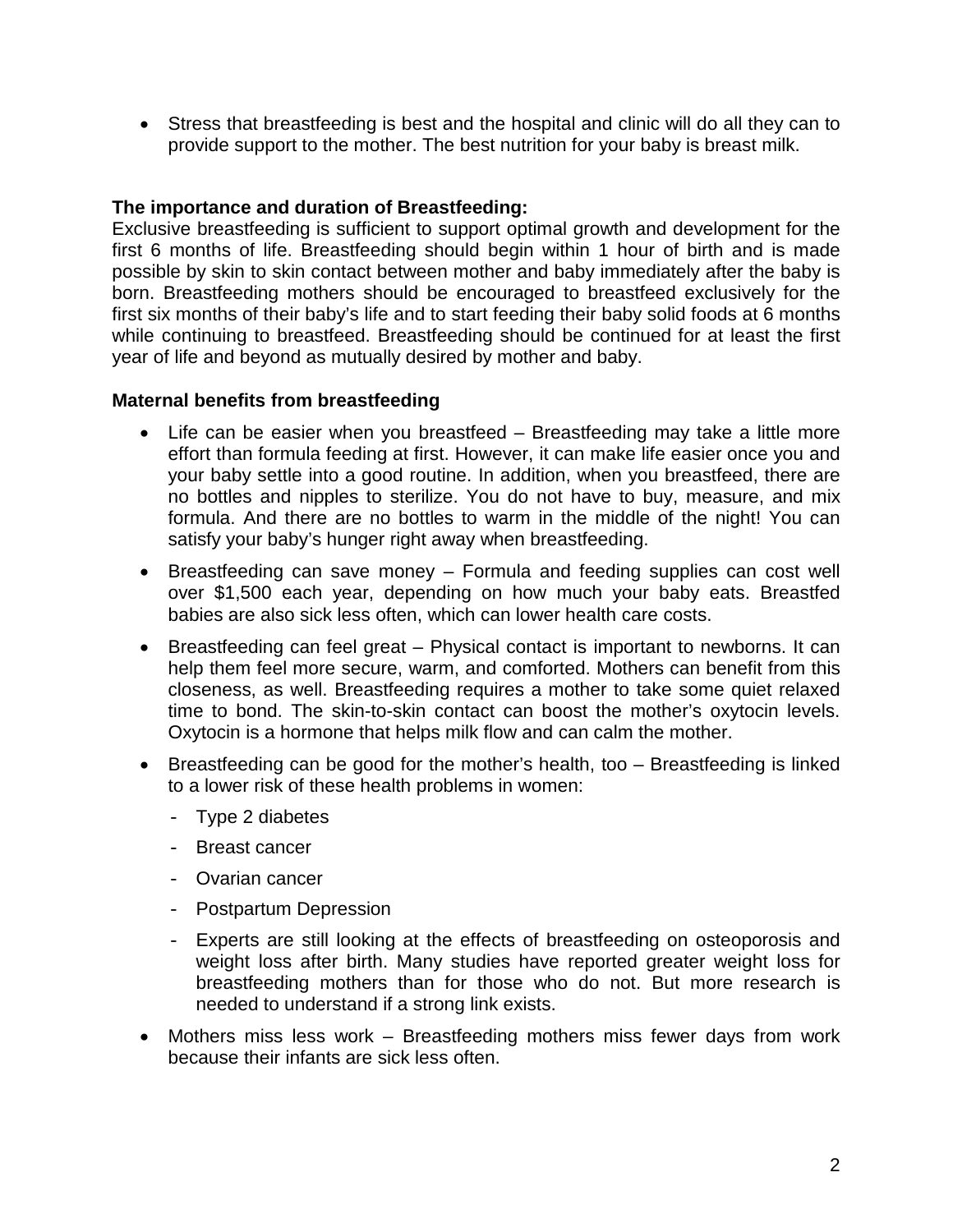- Stress that breastfeeding is best and the hospital and clinic will do all they can to provide support to the mother. The best nutrition for your baby is breast milk.

**The importance and duration of Breastfeeding:**

Exclusive breastfeeding is sufficient to support optimal growth and development for the first 6 months of life. Breastfeeding should begin within 1 hour of birth and is made possible by skin to skin contact between mother and baby immediately after the baby is born. Breastfeeding mothers should be encouraged to breastfeed exclusively for the first six months of their baby's life and to start feeding their baby solid foods at 6 months while continuing to breastfeed. Breastfeeding should be continued for at least the first year of life and beyond as mutually desired by mother and baby.

**Maternal benefits from breastfeeding**

- Life can be easier when you breastfeed – Breastfeeding may take a little more effort than formula feeding at first. However, it can make life easier once you and your baby settle into a good routine. In addition, when you breastfeed, there are no bottles and nipples to sterilize. You do not have to buy, measure, and mix formula. And there are no bottles to warm in the middle of the night! You can satisfy your baby's hunger right away when breastfeeding.
- Breastfeeding can save money – Formula and feeding supplies can cost well over $1,500 each year, depending on how much your baby eats. Breastfed babies are also sick less often, which can lower health care costs.
- Breastfeeding can feel great – Physical contact is important to newborns. It can help them feel more secure, warm, and comforted. Mothers can benefit from this closeness, as well. Breastfeeding requires a mother to take some quiet relaxed time to bond. The skin-to-skin contact can boost the mother's oxytocin levels. Oxytocin is a hormone that helps milk flow and can calm the mother.
- Breastfeeding can be good for the mother's health, too – Breastfeeding is linked to a lower risk of these health problems in women:
  - Type 2 diabetes
  - Breast cancer
  - Ovarian cancer
  - Postpartum Depression
  - Experts are still looking at the effects of breastfeeding on osteoporosis and weight loss after birth. Many studies have reported greater weight loss for breastfeeding mothers than for those who do not. But more research is needed to understand if a strong link exists.
- Mothers miss less work – Breastfeeding mothers miss fewer days from work because their infants are sick less often.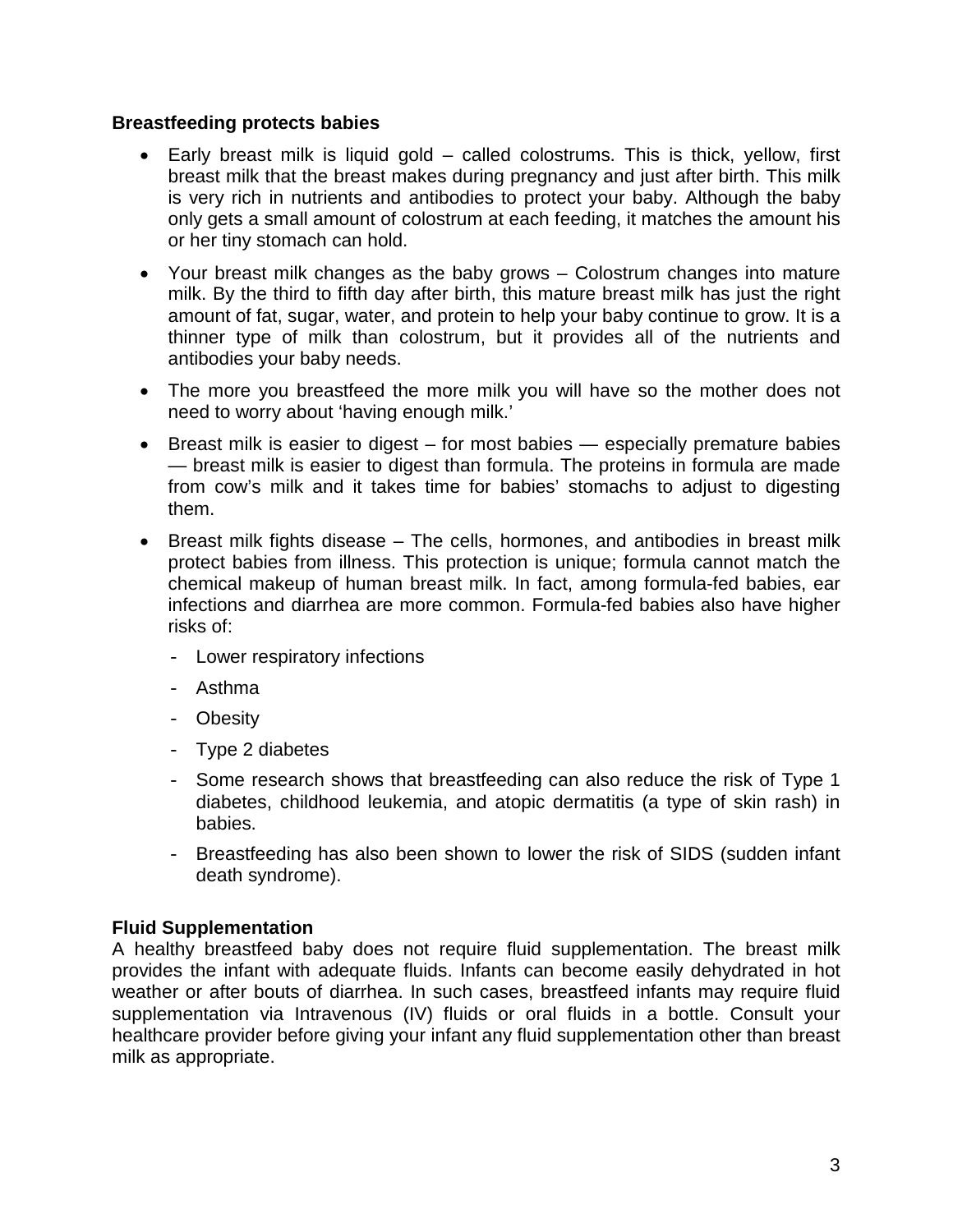**Breastfeeding protects babies**

- Early breast milk is liquid gold – called colostrums. This is thick, yellow, first breast milk that the breast makes during pregnancy and just after birth. This milk is very rich in nutrients and antibodies to protect your baby. Although the baby only gets a small amount of colostrum at each feeding, it matches the amount his or her tiny stomach can hold.
- Your breast milk changes as the baby grows – Colostrum changes into mature milk. By the third to fifth day after birth, this mature breast milk has just the right amount of fat, sugar, water, and protein to help your baby continue to grow. It is a thinner type of milk than colostrum, but it provides all of the nutrients and antibodies your baby needs.
- The more you breastfeed the more milk you will have so the mother does not need to worry about 'having enough milk.'
- Breast milk is easier to digest – for most babies — especially premature babies — breast milk is easier to digest than formula. The proteins in formula are made from cow's milk and it takes time for babies' stomachs to adjust to digesting them.
- Breast milk fights disease – The cells, hormones, and antibodies in breast milk protect babies from illness. This protection is unique; formula cannot match the chemical makeup of human breast milk. In fact, among formula-fed babies, ear infections and diarrhea are more common. Formula-fed babies also have higher risks of:
  - Lower respiratory infections
  - Asthma
  - Obesity
  - Type 2 diabetes
  - Some research shows that breastfeeding can also reduce the risk of Type 1 diabetes, childhood leukemia, and atopic dermatitis (a type of skin rash) in babies.
  - Breastfeeding has also been shown to lower the risk of SIDS (sudden infant death syndrome).

**Fluid Supplementation**

A healthy breastfeed baby does not require fluid supplementation. The breast milk provides the infant with adequate fluids. Infants can become easily dehydrated in hot weather or after bouts of diarrhea. In such cases, breastfeed infants may require fluid supplementation via Intravenous (IV) fluids or oral fluids in a bottle. Consult your healthcare provider before giving your infant any fluid supplementation other than breast milk as appropriate.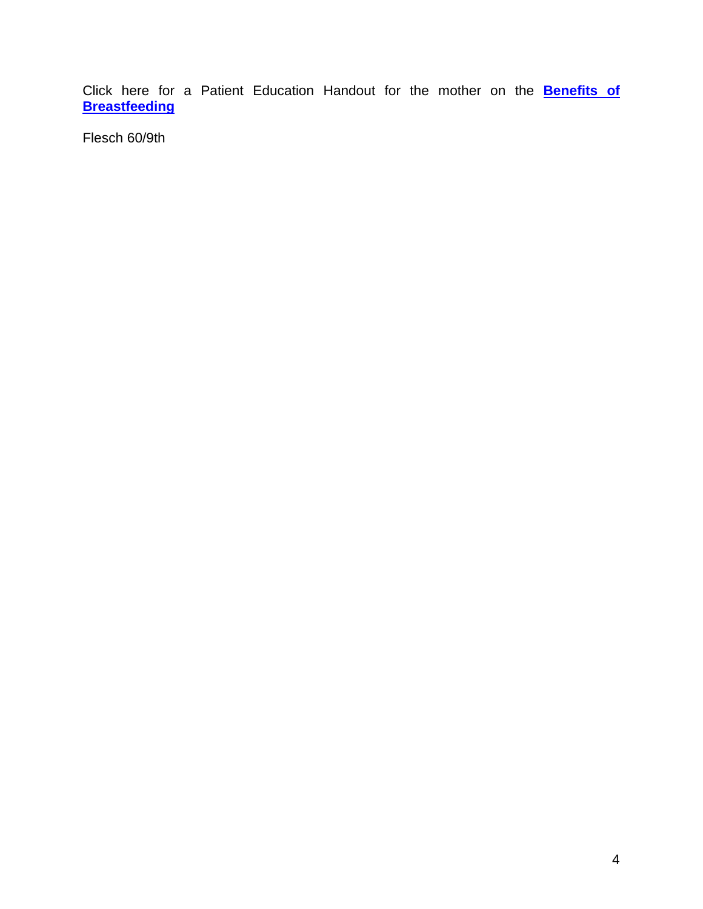Click here for a Patient Education Handout for the mother on the **Benefits of Breastfeeding**

Flesch 60/9th